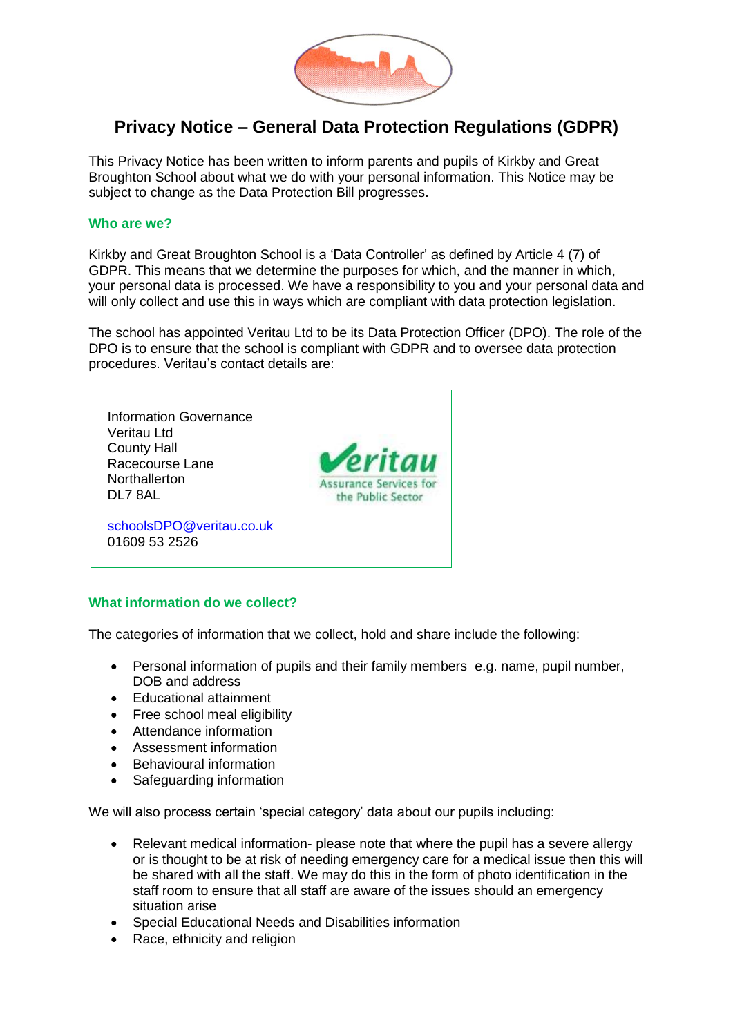# Privacy Notice – General Data Protection Regulations (GDPR)

This Privacy Notice has been written to inform parents and pupils of Kirkby and Great Broughton School about what we do with your personal information. This Notice may be subject to change as the Data Protection Bill progresses.

### Who are we?

Kirkby and Great Broughton School is a 'Data Controller' as defined by Article 4 (7) of GDPR. This means that we determine the purposes for which, and the manner in which, your personal data is processed. We have a responsibility to you and your personal data and will only collect and use this in ways which are compliant with data protection legislation.

The school has appointed Veritau Ltd to be its Data Protection Officer (DPO). The role of the DPO is to ensure that the school is compliant with GDPR and to oversee data protection procedures. Veritau's contact details are:

Information Governance
Veritau Ltd
County Hall
Racecourse Lane
Northallerton
DL7 8AL

schoolsDPO@veritau.co.uk
01609 53 2526

### What information do we collect?

The categories of information that we collect, hold and share include the following:

- Personal information of pupils and their family members e.g. name, pupil number, DOB and address
- Educational attainment
- Free school meal eligibility
- Attendance information
- Assessment information
- Behavioural information
- Safeguarding information

We will also process certain 'special category' data about our pupils including:

- Relevant medical information- please note that where the pupil has a severe allergy or is thought to be at risk of needing emergency care for a medical issue then this will be shared with all the staff. We may do this in the form of photo identification in the staff room to ensure that all staff are aware of the issues should an emergency situation arise
- Special Educational Needs and Disabilities information
- Race, ethnicity and religion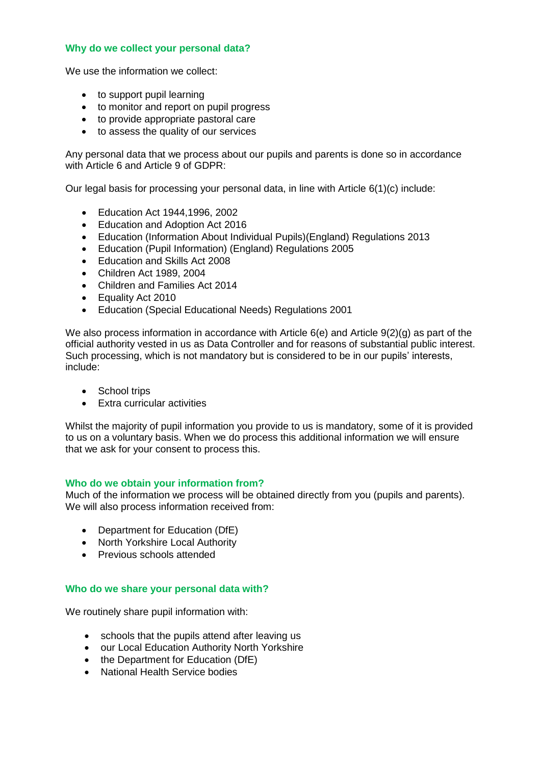## Why do we collect your personal data?

We use the information we collect:

- to support pupil learning
- to monitor and report on pupil progress
- to provide appropriate pastoral care
- to assess the quality of our services

Any personal data that we process about our pupils and parents is done so in accordance with Article 6 and Article 9 of GDPR:

Our legal basis for processing your personal data, in line with Article 6(1)(c) include:

- Education Act 1944,1996, 2002
- Education and Adoption Act 2016
- Education (Information About Individual Pupils)(England) Regulations 2013
- Education (Pupil Information) (England) Regulations 2005
- Education and Skills Act 2008
- Children Act 1989, 2004
- Children and Families Act 2014
- Equality Act 2010
- Education (Special Educational Needs) Regulations 2001

We also process information in accordance with Article 6(e) and Article 9(2)(g) as part of the official authority vested in us as Data Controller and for reasons of substantial public interest. Such processing, which is not mandatory but is considered to be in our pupils' interests, include:

- School trips
- Extra curricular activities

Whilst the majority of pupil information you provide to us is mandatory, some of it is provided to us on a voluntary basis. When we do process this additional information we will ensure that we ask for your consent to process this.

## Who do we obtain your information from?

Much of the information we process will be obtained directly from you (pupils and parents). We will also process information received from:

- Department for Education (DfE)
- North Yorkshire Local Authority
- Previous schools attended

## Who do we share your personal data with?

We routinely share pupil information with:

- schools that the pupils attend after leaving us
- our Local Education Authority North Yorkshire
- the Department for Education (DfE)
- National Health Service bodies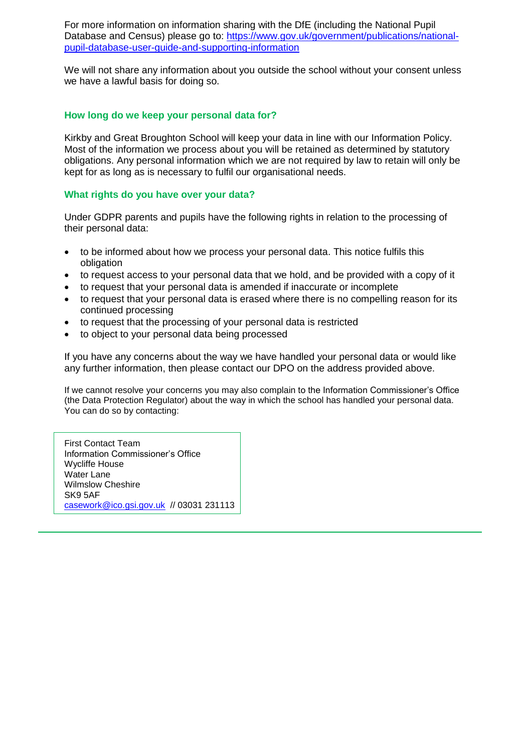For more information on information sharing with the DfE (including the National Pupil Database and Census) please go to: [https://www.gov.uk/government/publications/national-pupil-database-user-guide-and-supporting-information](https://www.gov.uk/government/publications/national-pupil-database-user-guide-and-supporting-information)

We will not share any information about you outside the school without your consent unless we have a lawful basis for doing so.

### How long do we keep your personal data for?

Kirkby and Great Broughton School will keep your data in line with our Information Policy. Most of the information we process about you will be retained as determined by statutory obligations. Any personal information which we are not required by law to retain will only be kept for as long as is necessary to fulfil our organisational needs.

### What rights do you have over your data?

Under GDPR parents and pupils have the following rights in relation to the processing of their personal data:

- to be informed about how we process your personal data. This notice fulfils this obligation
- to request access to your personal data that we hold, and be provided with a copy of it
- to request that your personal data is amended if inaccurate or incomplete
- to request that your personal data is erased where there is no compelling reason for its continued processing
- to request that the processing of your personal data is restricted
- to object to your personal data being processed

If you have any concerns about the way we have handled your personal data or would like any further information, then please contact our DPO on the address provided above.

If we cannot resolve your concerns you may also complain to the Information Commissioner's Office (the Data Protection Regulator) about the way in which the school has handled your personal data. You can do so by contacting:

First Contact Team
Information Commissioner's Office
Wycliffe House
Water Lane
Wilmslow Cheshire
SK9 5AF
[casework@ico.gsi.gov.uk](mailto:casework@ico.gsi.gov.uk) // 03031 231113